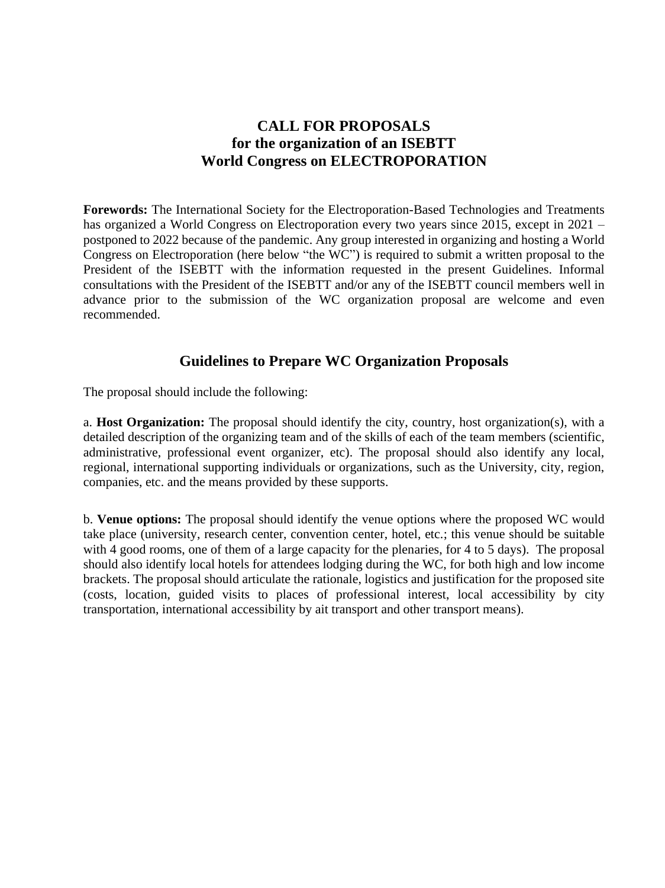# CALL FOR PROPOSALS
# for the organization of an ISEBTT
# World Congress on ELECTROPORATION

**Forewords:** The International Society for the Electroporation-Based Technologies and Treatments has organized a World Congress on Electroporation every two years since 2015, except in 2021 – postponed to 2022 because of the pandemic. Any group interested in organizing and hosting a World Congress on Electroporation (here below "the WC") is required to submit a written proposal to the President of the ISEBTT with the information requested in the present Guidelines. Informal consultations with the President of the ISEBTT and/or any of the ISEBTT council members well in advance prior to the submission of the WC organization proposal are welcome and even recommended.

## Guidelines to Prepare WC Organization Proposals

The proposal should include the following:

a. **Host Organization:** The proposal should identify the city, country, host organization(s), with a detailed description of the organizing team and of the skills of each of the team members (scientific, administrative, professional event organizer, etc). The proposal should also identify any local, regional, international supporting individuals or organizations, such as the University, city, region, companies, etc. and the means provided by these supports.

b. **Venue options:** The proposal should identify the venue options where the proposed WC would take place (university, research center, convention center, hotel, etc.; this venue should be suitable with 4 good rooms, one of them of a large capacity for the plenaries, for 4 to 5 days). The proposal should also identify local hotels for attendees lodging during the WC, for both high and low income brackets. The proposal should articulate the rationale, logistics and justification for the proposed site (costs, location, guided visits to places of professional interest, local accessibility by city transportation, international accessibility by ait transport and other transport means).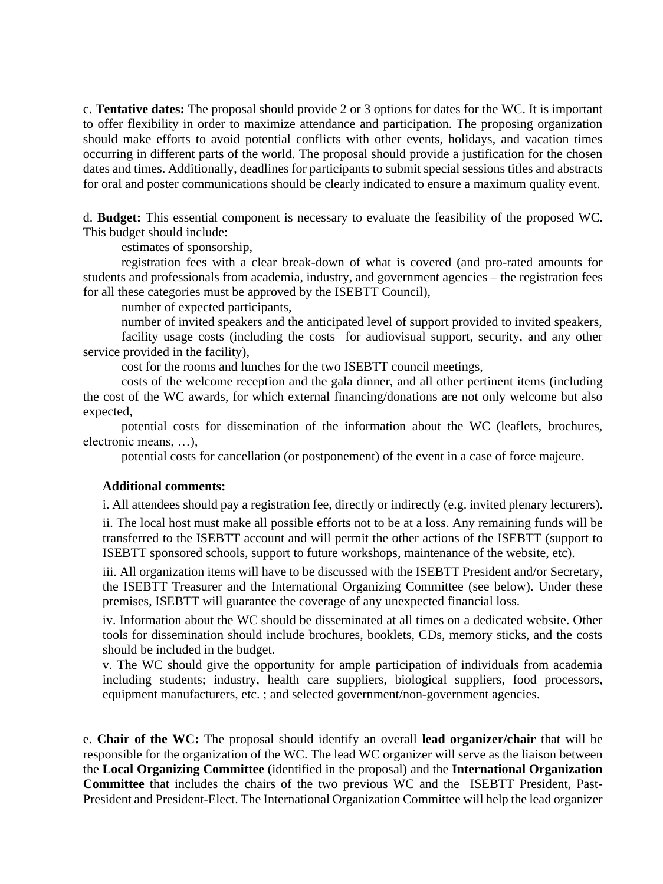c. **Tentative dates:** The proposal should provide 2 or 3 options for dates for the WC. It is important to offer flexibility in order to maximize attendance and participation. The proposing organization should make efforts to avoid potential conflicts with other events, holidays, and vacation times occurring in different parts of the world. The proposal should provide a justification for the chosen dates and times. Additionally, deadlines for participants to submit special sessions titles and abstracts for oral and poster communications should be clearly indicated to ensure a maximum quality event.

d. **Budget:** This essential component is necessary to evaluate the feasibility of the proposed WC. This budget should include:

- estimates of sponsorship,
- registration fees with a clear break-down of what is covered (and pro-rated amounts for students and professionals from academia, industry, and government agencies – the registration fees for all these categories must be approved by the ISEBTT Council),
- number of expected participants,
- number of invited speakers and the anticipated level of support provided to invited speakers,
- facility usage costs (including the costs for audiovisual support, security, and any other service provided in the facility),
- cost for the rooms and lunches for the two ISEBTT council meetings,
- costs of the welcome reception and the gala dinner, and all other pertinent items (including the cost of the WC awards, for which external financing/donations are not only welcome but also expected,
- potential costs for dissemination of the information about the WC (leaflets, brochures, electronic means, …),
- potential costs for cancellation (or postponement) of the event in a case of force majeure.

**Additional comments:**

i. All attendees should pay a registration fee, directly or indirectly (e.g. invited plenary lecturers).

ii. The local host must make all possible efforts not to be at a loss. Any remaining funds will be transferred to the ISEBTT account and will permit the other actions of the ISEBTT (support to ISEBTT sponsored schools, support to future workshops, maintenance of the website, etc).

iii. All organization items will have to be discussed with the ISEBTT President and/or Secretary, the ISEBTT Treasurer and the International Organizing Committee (see below). Under these premises, ISEBTT will guarantee the coverage of any unexpected financial loss.

iv. Information about the WC should be disseminated at all times on a dedicated website. Other tools for dissemination should include brochures, booklets, CDs, memory sticks, and the costs should be included in the budget.

v. The WC should give the opportunity for ample participation of individuals from academia including students; industry, health care suppliers, biological suppliers, food processors, equipment manufacturers, etc. ; and selected government/non-government agencies.

e. **Chair of the WC:** The proposal should identify an overall **lead organizer/chair** that will be responsible for the organization of the WC. The lead WC organizer will serve as the liaison between the **Local Organizing Committee** (identified in the proposal) and the **International Organization Committee** that includes the chairs of the two previous WC and the ISEBTT President, Past-President and President-Elect. The International Organization Committee will help the lead organizer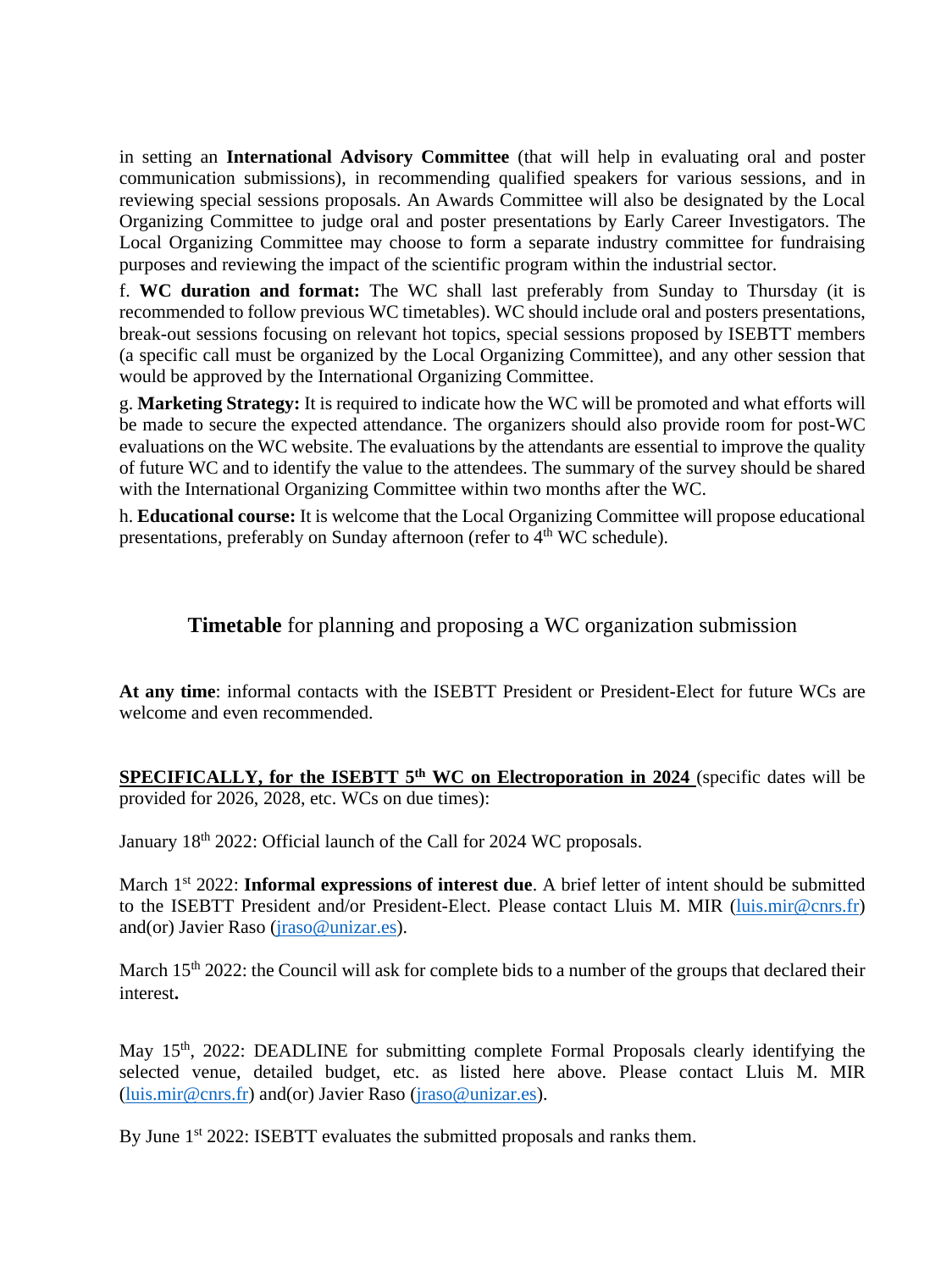in setting an **International Advisory Committee** (that will help in evaluating oral and poster communication submissions), in recommending qualified speakers for various sessions, and in reviewing special sessions proposals. An Awards Committee will also be designated by the Local Organizing Committee to judge oral and poster presentations by Early Career Investigators. The Local Organizing Committee may choose to form a separate industry committee for fundraising purposes and reviewing the impact of the scientific program within the industrial sector.

f. **WC duration and format:** The WC shall last preferably from Sunday to Thursday (it is recommended to follow previous WC timetables). WC should include oral and posters presentations, break-out sessions focusing on relevant hot topics, special sessions proposed by ISEBTT members (a specific call must be organized by the Local Organizing Committee), and any other session that would be approved by the International Organizing Committee.

g. **Marketing Strategy:** It is required to indicate how the WC will be promoted and what efforts will be made to secure the expected attendance. The organizers should also provide room for post-WC evaluations on the WC website. The evaluations by the attendants are essential to improve the quality of future WC and to identify the value to the attendees. The summary of the survey should be shared with the International Organizing Committee within two months after the WC.

h. **Educational course:** It is welcome that the Local Organizing Committee will propose educational presentations, preferably on Sunday afternoon (refer to 4th WC schedule).

## **Timetable** for planning and proposing a WC organization submission

**At any time**: informal contacts with the ISEBTT President or President-Elect for future WCs are welcome and even recommended.

**SPECIFICALLY, for the ISEBTT 5th WC on Electroporation in 2024** (specific dates will be provided for 2026, 2028, etc. WCs on due times):

January 18th 2022: Official launch of the Call for 2024 WC proposals.

March 1st 2022: **Informal expressions of interest due**. A brief letter of intent should be submitted to the ISEBTT President and/or President-Elect. Please contact Lluis M. MIR (luis.mir@cnrs.fr) and(or) Javier Raso (jraso@unizar.es).

March 15th 2022: the Council will ask for complete bids to a number of the groups that declared their interest**.**

May 15th, 2022: DEADLINE for submitting complete Formal Proposals clearly identifying the selected venue, detailed budget, etc. as listed here above. Please contact Lluis M. MIR (luis.mir@cnrs.fr) and(or) Javier Raso (jraso@unizar.es).

By June 1st 2022: ISEBTT evaluates the submitted proposals and ranks them.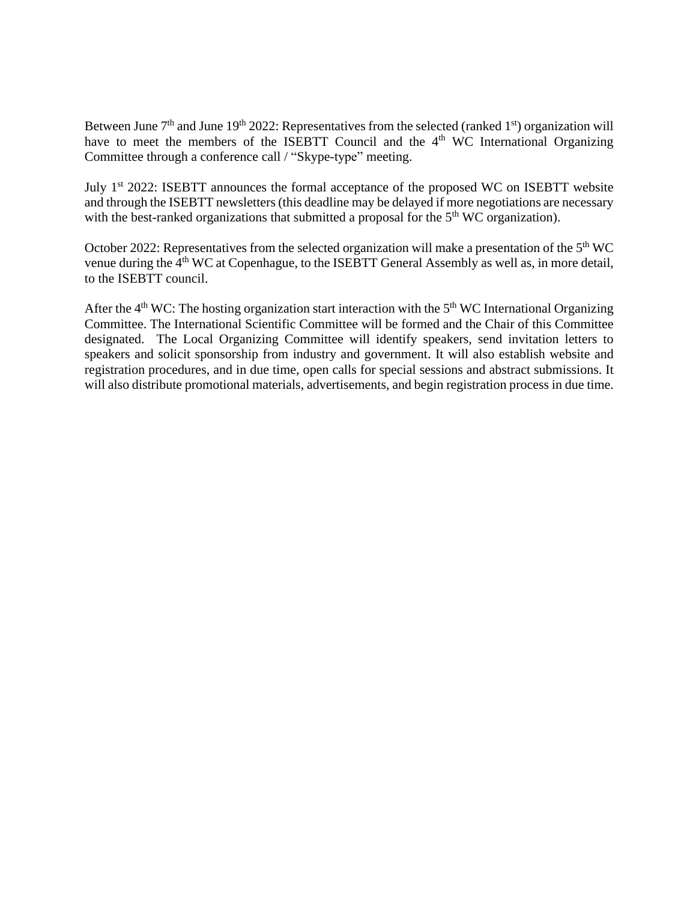Between June 7th and June 19th 2022: Representatives from the selected (ranked 1st) organization will have to meet the members of the ISEBTT Council and the 4th WC International Organizing Committee through a conference call / "Skype-type" meeting.

July 1st 2022: ISEBTT announces the formal acceptance of the proposed WC on ISEBTT website and through the ISEBTT newsletters (this deadline may be delayed if more negotiations are necessary with the best-ranked organizations that submitted a proposal for the 5th WC organization).

October 2022: Representatives from the selected organization will make a presentation of the 5th WC venue during the 4th WC at Copenhague, to the ISEBTT General Assembly as well as, in more detail, to the ISEBTT council.

After the 4th WC: The hosting organization start interaction with the 5th WC International Organizing Committee. The International Scientific Committee will be formed and the Chair of this Committee designated. The Local Organizing Committee will identify speakers, send invitation letters to speakers and solicit sponsorship from industry and government. It will also establish website and registration procedures, and in due time, open calls for special sessions and abstract submissions. It will also distribute promotional materials, advertisements, and begin registration process in due time.